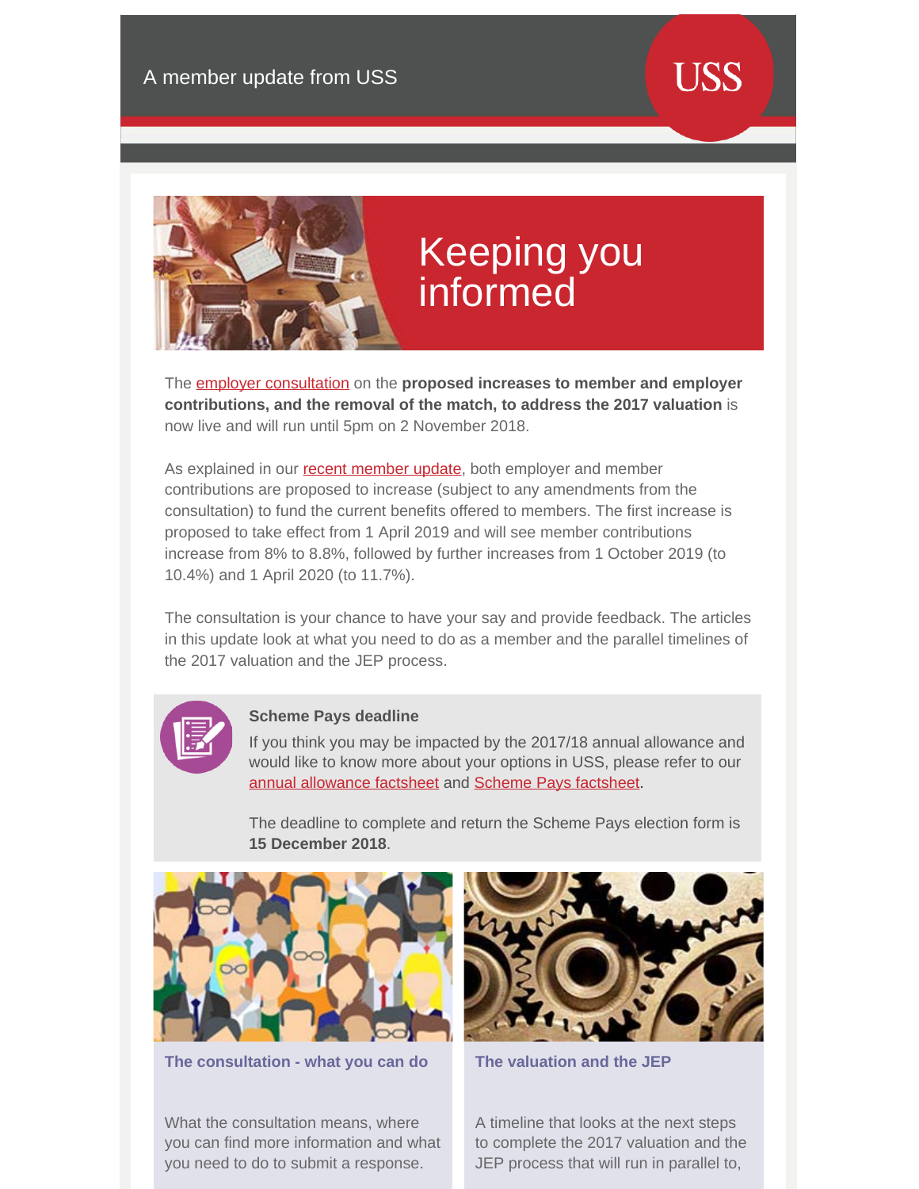A member update from USS

USS

# Keeping you informed

The employer consultation on the **proposed increases to member and employer contributions, and the removal of the match, to address the 2017 valuation** is now live and will run until 5pm on 2 November 2018.

As explained in our recent member update, both employer and member contributions are proposed to increase (subject to any amendments from the consultation) to fund the current benefits offered to members. The first increase is proposed to take effect from 1 April 2019 and will see member contributions increase from 8% to 8.8%, followed by further increases from 1 October 2019 (to 10.4%) and 1 April 2020 (to 11.7%).

The consultation is your chance to have your say and provide feedback. The articles in this update look at what you need to do as a member and the parallel timelines of the 2017 valuation and the JEP process.

**Scheme Pays deadline**

If you think you may be impacted by the 2017/18 annual allowance and would like to know more about your options in USS, please refer to our annual allowance factsheet and Scheme Pays factsheet.

The deadline to complete and return the Scheme Pays election form is **15 December 2018**.

### The consultation - what you can do

What the consultation means, where you can find more information and what you need to do to submit a response.

### The valuation and the JEP

A timeline that looks at the next steps to complete the 2017 valuation and the JEP process that will run in parallel to,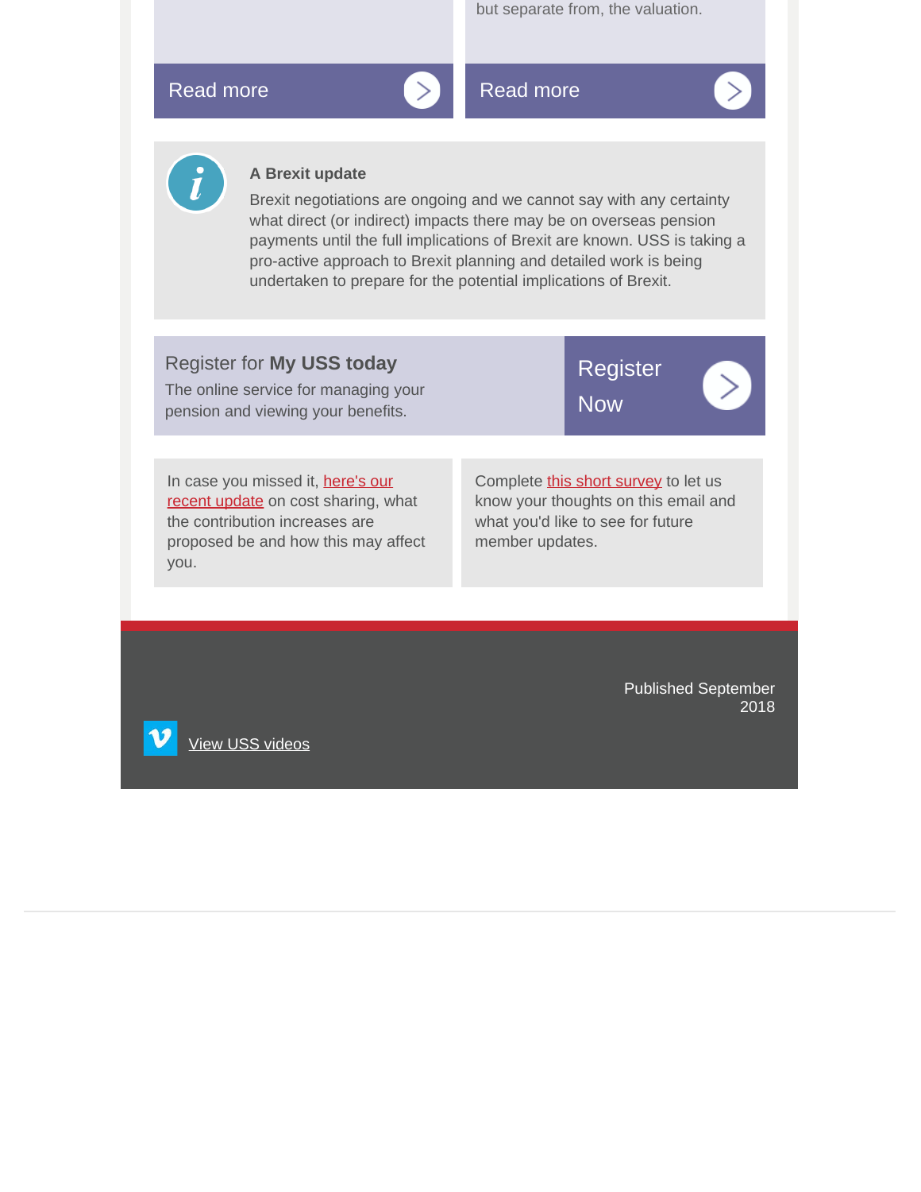but separate from, the valuation.

Read more

Read more

**A Brexit update**

Brexit negotiations are ongoing and we cannot say with any certainty what direct (or indirect) impacts there may be on overseas pension payments until the full implications of Brexit are known. USS is taking a pro-active approach to Brexit planning and detailed work is being undertaken to prepare for the potential implications of Brexit.

Register for **My USS today**

The online service for managing your pension and viewing your benefits.

Register Now

In case you missed it, here's our recent update on cost sharing, what the contribution increases are proposed be and how this may affect you.

Complete this short survey to let us know your thoughts on this email and what you'd like to see for future member updates.

Published September 2018

View USS videos